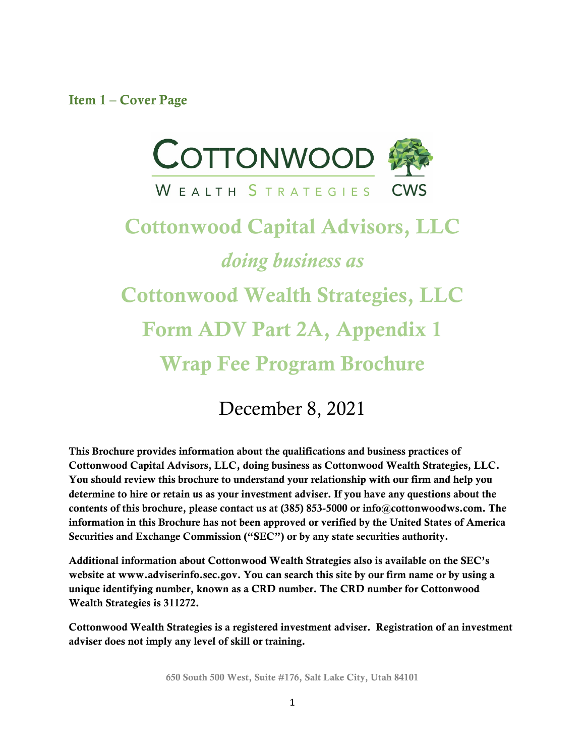## Item 1 – Cover Page

COTTONWOOD WEALTH STRATEGIES CWS

# Cottonwood Capital Advisors, LLC

*doing business as*

# Cottonwood Wealth Strategies, LLC

# Form ADV Part 2A, Appendix 1

# Wrap Fee Program Brochure

December 8, 2021

**This Brochure provides information about the qualifications and business practices of Cottonwood Capital Advisors, LLC, doing business as Cottonwood Wealth Strategies, LLC. You should review this brochure to understand your relationship with our firm and help you determine to hire or retain us as your investment adviser. If you have any questions about the contents of this brochure, please contact us at (385) 853-5000 or info@cottonwoodws.com. The information in this Brochure has not been approved or verified by the United States of America Securities and Exchange Commission ("SEC") or by any state securities authority.**

**Additional information about Cottonwood Wealth Strategies also is available on the SEC's website at www.adviserinfo.sec.gov. You can search this site by our firm name or by using a unique identifying number, known as a CRD number. The CRD number for Cottonwood Wealth Strategies is 311272.**

**Cottonwood Wealth Strategies is a registered investment adviser. Registration of an investment adviser does not imply any level of skill or training.**

650 South 500 West, Suite #176, Salt Lake City, Utah 84101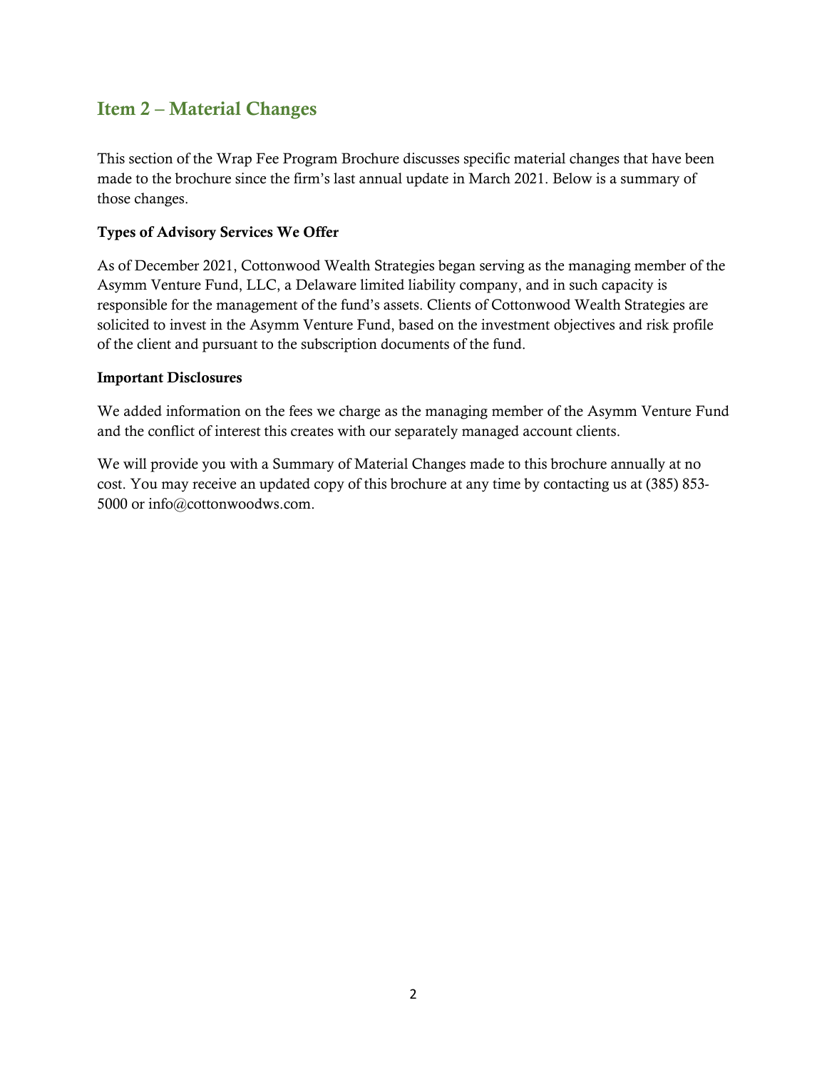## Item 2 – Material Changes

This section of the Wrap Fee Program Brochure discusses specific material changes that have been made to the brochure since the firm's last annual update in March 2021. Below is a summary of those changes.

**Types of Advisory Services We Offer**

As of December 2021, Cottonwood Wealth Strategies began serving as the managing member of the Asymm Venture Fund, LLC, a Delaware limited liability company, and in such capacity is responsible for the management of the fund's assets. Clients of Cottonwood Wealth Strategies are solicited to invest in the Asymm Venture Fund, based on the investment objectives and risk profile of the client and pursuant to the subscription documents of the fund.

**Important Disclosures**

We added information on the fees we charge as the managing member of the Asymm Venture Fund and the conflict of interest this creates with our separately managed account clients.

We will provide you with a Summary of Material Changes made to this brochure annually at no cost. You may receive an updated copy of this brochure at any time by contacting us at (385) 853-5000 or info@cottonwoodws.com.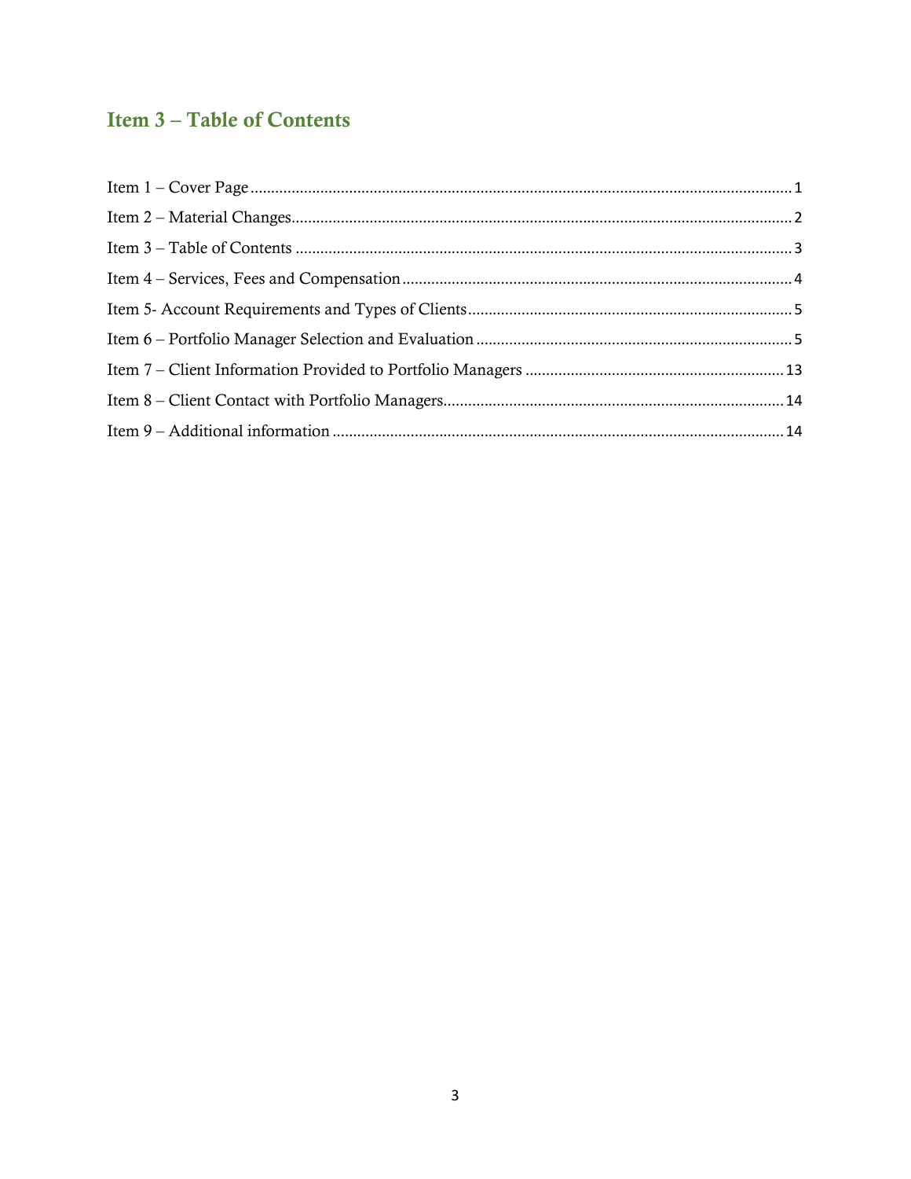## Item 3 – Table of Contents

Item 1 – Cover Page ........................................................................................................................ 1

Item 2 – Material Changes ................................................................................................................ 2

Item 3 – Table of Contents ................................................................................................................ 3

Item 4 – Services, Fees and Compensation ...................................................................................... 4

Item 5- Account Requirements and Types of Clients ....................................................................... 5

Item 6 – Portfolio Manager Selection and Evaluation ..................................................................... 5

Item 7 – Client Information Provided to Portfolio Managers ........................................................ 13

Item 8 – Client Contact with Portfolio Managers ........................................................................... 14

Item 9 – Additional information ..................................................................................................... 14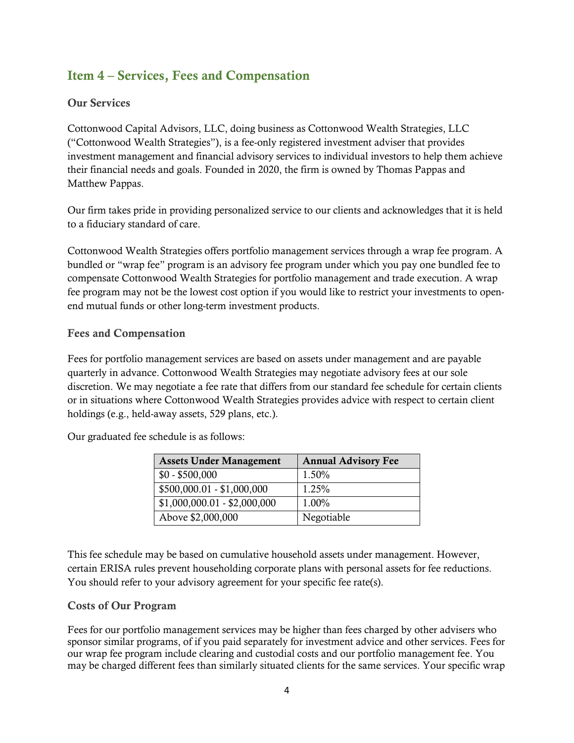## Item 4 – Services, Fees and Compensation

### Our Services

Cottonwood Capital Advisors, LLC, doing business as Cottonwood Wealth Strategies, LLC ("Cottonwood Wealth Strategies"), is a fee-only registered investment adviser that provides investment management and financial advisory services to individual investors to help them achieve their financial needs and goals. Founded in 2020, the firm is owned by Thomas Pappas and Matthew Pappas.

Our firm takes pride in providing personalized service to our clients and acknowledges that it is held to a fiduciary standard of care.

Cottonwood Wealth Strategies offers portfolio management services through a wrap fee program. A bundled or "wrap fee" program is an advisory fee program under which you pay one bundled fee to compensate Cottonwood Wealth Strategies for portfolio management and trade execution. A wrap fee program may not be the lowest cost option if you would like to restrict your investments to open-end mutual funds or other long-term investment products.

### Fees and Compensation

Fees for portfolio management services are based on assets under management and are payable quarterly in advance. Cottonwood Wealth Strategies may negotiate advisory fees at our sole discretion. We may negotiate a fee rate that differs from our standard fee schedule for certain clients or in situations where Cottonwood Wealth Strategies provides advice with respect to certain client holdings (e.g., held-away assets, 529 plans, etc.).

Our graduated fee schedule is as follows:

| Assets Under Management | Annual Advisory Fee |
|---|---|
| $0 - $500,000 | 1.50% |
| $500,000.01 - $1,000,000 | 1.25% |
| $1,000,000.01 - $2,000,000 | 1.00% |
| Above $2,000,000 | Negotiable |

This fee schedule may be based on cumulative household assets under management. However, certain ERISA rules prevent householding corporate plans with personal assets for fee reductions. You should refer to your advisory agreement for your specific fee rate(s).

### Costs of Our Program

Fees for our portfolio management services may be higher than fees charged by other advisers who sponsor similar programs, of if you paid separately for investment advice and other services. Fees for our wrap fee program include clearing and custodial costs and our portfolio management fee. You may be charged different fees than similarly situated clients for the same services. Your specific wrap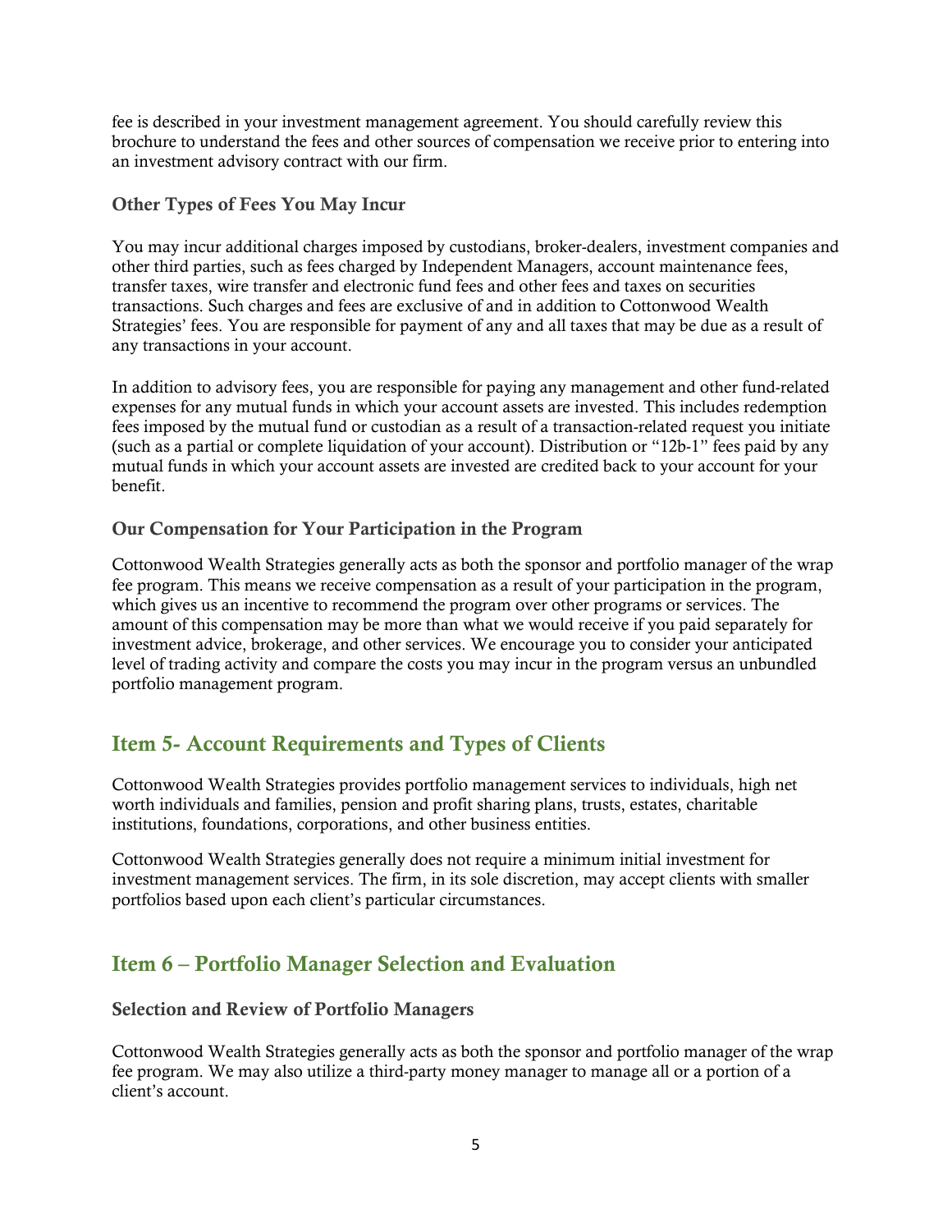fee is described in your investment management agreement. You should carefully review this brochure to understand the fees and other sources of compensation we receive prior to entering into an investment advisory contract with our firm.

### Other Types of Fees You May Incur

You may incur additional charges imposed by custodians, broker-dealers, investment companies and other third parties, such as fees charged by Independent Managers, account maintenance fees, transfer taxes, wire transfer and electronic fund fees and other fees and taxes on securities transactions. Such charges and fees are exclusive of and in addition to Cottonwood Wealth Strategies' fees. You are responsible for payment of any and all taxes that may be due as a result of any transactions in your account.

In addition to advisory fees, you are responsible for paying any management and other fund-related expenses for any mutual funds in which your account assets are invested. This includes redemption fees imposed by the mutual fund or custodian as a result of a transaction-related request you initiate (such as a partial or complete liquidation of your account). Distribution or "12b-1" fees paid by any mutual funds in which your account assets are invested are credited back to your account for your benefit.

### Our Compensation for Your Participation in the Program

Cottonwood Wealth Strategies generally acts as both the sponsor and portfolio manager of the wrap fee program. This means we receive compensation as a result of your participation in the program, which gives us an incentive to recommend the program over other programs or services. The amount of this compensation may be more than what we would receive if you paid separately for investment advice, brokerage, and other services. We encourage you to consider your anticipated level of trading activity and compare the costs you may incur in the program versus an unbundled portfolio management program.

## Item 5- Account Requirements and Types of Clients

Cottonwood Wealth Strategies provides portfolio management services to individuals, high net worth individuals and families, pension and profit sharing plans, trusts, estates, charitable institutions, foundations, corporations, and other business entities.

Cottonwood Wealth Strategies generally does not require a minimum initial investment for investment management services. The firm, in its sole discretion, may accept clients with smaller portfolios based upon each client's particular circumstances.

## Item 6 – Portfolio Manager Selection and Evaluation

### Selection and Review of Portfolio Managers

Cottonwood Wealth Strategies generally acts as both the sponsor and portfolio manager of the wrap fee program. We may also utilize a third-party money manager to manage all or a portion of a client's account.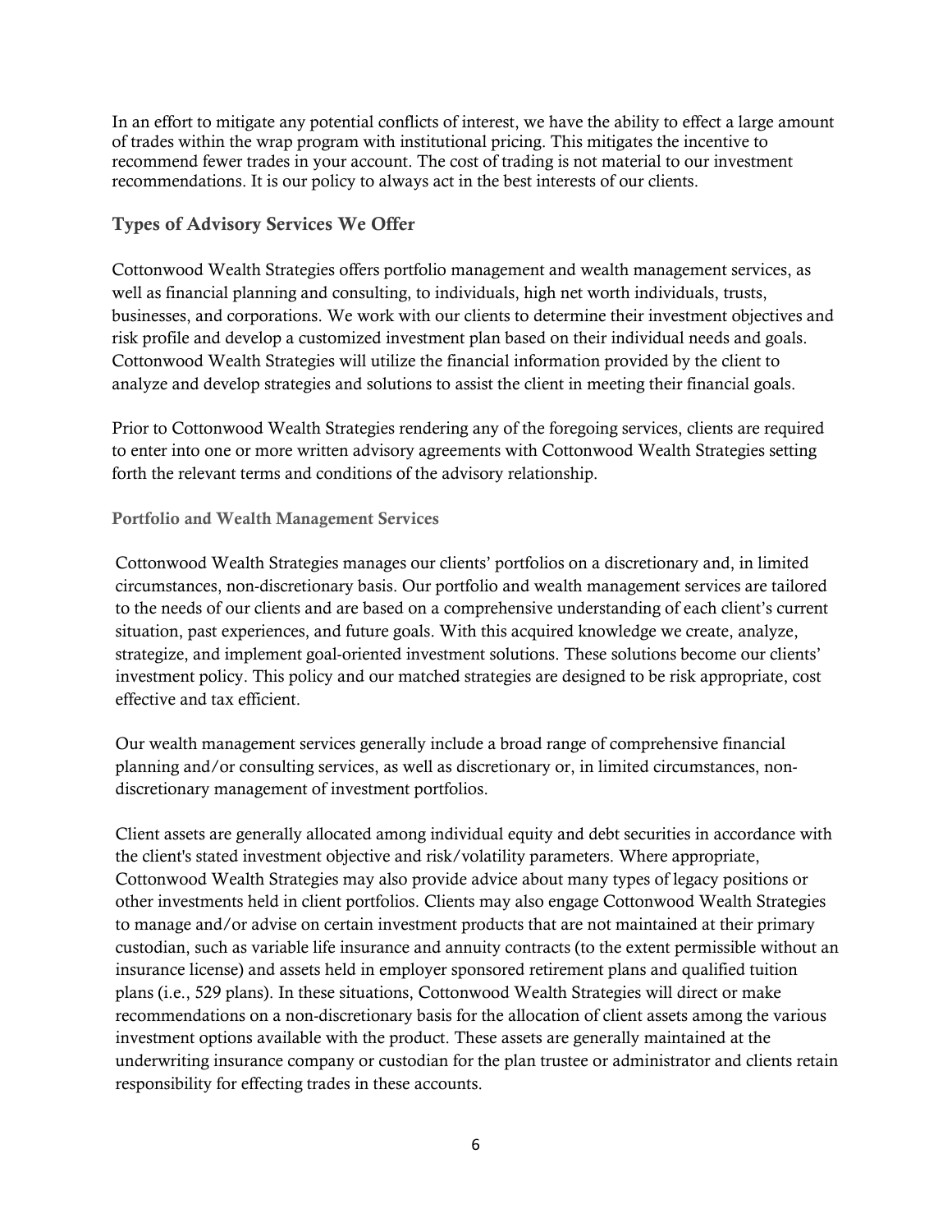In an effort to mitigate any potential conflicts of interest, we have the ability to effect a large amount of trades within the wrap program with institutional pricing. This mitigates the incentive to recommend fewer trades in your account. The cost of trading is not material to our investment recommendations. It is our policy to always act in the best interests of our clients.

## Types of Advisory Services We Offer

Cottonwood Wealth Strategies offers portfolio management and wealth management services, as well as financial planning and consulting, to individuals, high net worth individuals, trusts, businesses, and corporations. We work with our clients to determine their investment objectives and risk profile and develop a customized investment plan based on their individual needs and goals. Cottonwood Wealth Strategies will utilize the financial information provided by the client to analyze and develop strategies and solutions to assist the client in meeting their financial goals.

Prior to Cottonwood Wealth Strategies rendering any of the foregoing services, clients are required to enter into one or more written advisory agreements with Cottonwood Wealth Strategies setting forth the relevant terms and conditions of the advisory relationship.

### Portfolio and Wealth Management Services

Cottonwood Wealth Strategies manages our clients' portfolios on a discretionary and, in limited circumstances, non-discretionary basis. Our portfolio and wealth management services are tailored to the needs of our clients and are based on a comprehensive understanding of each client's current situation, past experiences, and future goals. With this acquired knowledge we create, analyze, strategize, and implement goal-oriented investment solutions. These solutions become our clients' investment policy. This policy and our matched strategies are designed to be risk appropriate, cost effective and tax efficient.

Our wealth management services generally include a broad range of comprehensive financial planning and/or consulting services, as well as discretionary or, in limited circumstances, non-discretionary management of investment portfolios.

Client assets are generally allocated among individual equity and debt securities in accordance with the client's stated investment objective and risk/volatility parameters. Where appropriate, Cottonwood Wealth Strategies may also provide advice about many types of legacy positions or other investments held in client portfolios. Clients may also engage Cottonwood Wealth Strategies to manage and/or advise on certain investment products that are not maintained at their primary custodian, such as variable life insurance and annuity contracts (to the extent permissible without an insurance license) and assets held in employer sponsored retirement plans and qualified tuition plans (i.e., 529 plans). In these situations, Cottonwood Wealth Strategies will direct or make recommendations on a non-discretionary basis for the allocation of client assets among the various investment options available with the product. These assets are generally maintained at the underwriting insurance company or custodian for the plan trustee or administrator and clients retain responsibility for effecting trades in these accounts.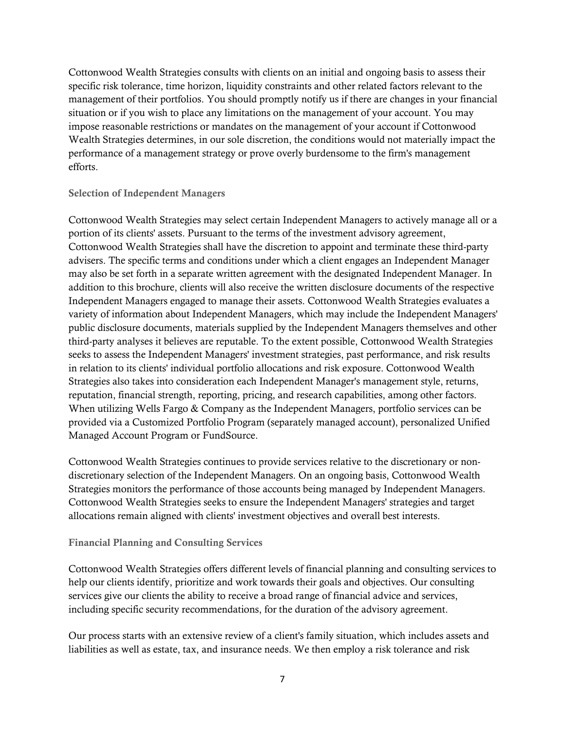Cottonwood Wealth Strategies consults with clients on an initial and ongoing basis to assess their specific risk tolerance, time horizon, liquidity constraints and other related factors relevant to the management of their portfolios. You should promptly notify us if there are changes in your financial situation or if you wish to place any limitations on the management of your account. You may impose reasonable restrictions or mandates on the management of your account if Cottonwood Wealth Strategies determines, in our sole discretion, the conditions would not materially impact the performance of a management strategy or prove overly burdensome to the firm's management efforts.

### Selection of Independent Managers

Cottonwood Wealth Strategies may select certain Independent Managers to actively manage all or a portion of its clients' assets. Pursuant to the terms of the investment advisory agreement, Cottonwood Wealth Strategies shall have the discretion to appoint and terminate these third-party advisers. The specific terms and conditions under which a client engages an Independent Manager may also be set forth in a separate written agreement with the designated Independent Manager. In addition to this brochure, clients will also receive the written disclosure documents of the respective Independent Managers engaged to manage their assets. Cottonwood Wealth Strategies evaluates a variety of information about Independent Managers, which may include the Independent Managers' public disclosure documents, materials supplied by the Independent Managers themselves and other third-party analyses it believes are reputable. To the extent possible, Cottonwood Wealth Strategies seeks to assess the Independent Managers' investment strategies, past performance, and risk results in relation to its clients' individual portfolio allocations and risk exposure. Cottonwood Wealth Strategies also takes into consideration each Independent Manager's management style, returns, reputation, financial strength, reporting, pricing, and research capabilities, among other factors. When utilizing Wells Fargo & Company as the Independent Managers, portfolio services can be provided via a Customized Portfolio Program (separately managed account), personalized Unified Managed Account Program or FundSource.

Cottonwood Wealth Strategies continues to provide services relative to the discretionary or non-discretionary selection of the Independent Managers. On an ongoing basis, Cottonwood Wealth Strategies monitors the performance of those accounts being managed by Independent Managers. Cottonwood Wealth Strategies seeks to ensure the Independent Managers' strategies and target allocations remain aligned with clients' investment objectives and overall best interests.

### Financial Planning and Consulting Services

Cottonwood Wealth Strategies offers different levels of financial planning and consulting services to help our clients identify, prioritize and work towards their goals and objectives. Our consulting services give our clients the ability to receive a broad range of financial advice and services, including specific security recommendations, for the duration of the advisory agreement.

Our process starts with an extensive review of a client's family situation, which includes assets and liabilities as well as estate, tax, and insurance needs. We then employ a risk tolerance and risk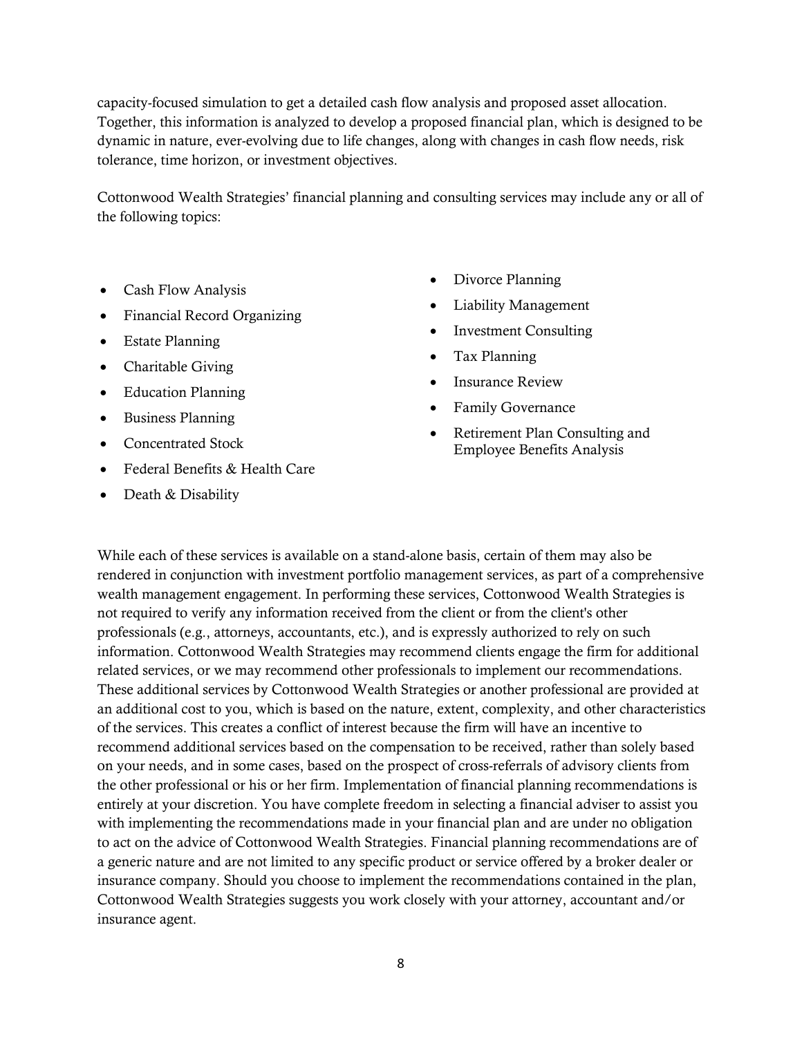capacity-focused simulation to get a detailed cash flow analysis and proposed asset allocation. Together, this information is analyzed to develop a proposed financial plan, which is designed to be dynamic in nature, ever-evolving due to life changes, along with changes in cash flow needs, risk tolerance, time horizon, or investment objectives.

Cottonwood Wealth Strategies' financial planning and consulting services may include any or all of the following topics:

- Cash Flow Analysis
- Financial Record Organizing
- Estate Planning
- Charitable Giving
- Education Planning
- Business Planning
- Concentrated Stock
- Federal Benefits & Health Care
- Death & Disability
- Divorce Planning
- Liability Management
- Investment Consulting
- Tax Planning
- Insurance Review
- Family Governance
- Retirement Plan Consulting and Employee Benefits Analysis

While each of these services is available on a stand-alone basis, certain of them may also be rendered in conjunction with investment portfolio management services, as part of a comprehensive wealth management engagement. In performing these services, Cottonwood Wealth Strategies is not required to verify any information received from the client or from the client's other professionals (e.g., attorneys, accountants, etc.), and is expressly authorized to rely on such information. Cottonwood Wealth Strategies may recommend clients engage the firm for additional related services, or we may recommend other professionals to implement our recommendations. These additional services by Cottonwood Wealth Strategies or another professional are provided at an additional cost to you, which is based on the nature, extent, complexity, and other characteristics of the services. This creates a conflict of interest because the firm will have an incentive to recommend additional services based on the compensation to be received, rather than solely based on your needs, and in some cases, based on the prospect of cross-referrals of advisory clients from the other professional or his or her firm. Implementation of financial planning recommendations is entirely at your discretion. You have complete freedom in selecting a financial adviser to assist you with implementing the recommendations made in your financial plan and are under no obligation to act on the advice of Cottonwood Wealth Strategies. Financial planning recommendations are of a generic nature and are not limited to any specific product or service offered by a broker dealer or insurance company. Should you choose to implement the recommendations contained in the plan, Cottonwood Wealth Strategies suggests you work closely with your attorney, accountant and/or insurance agent.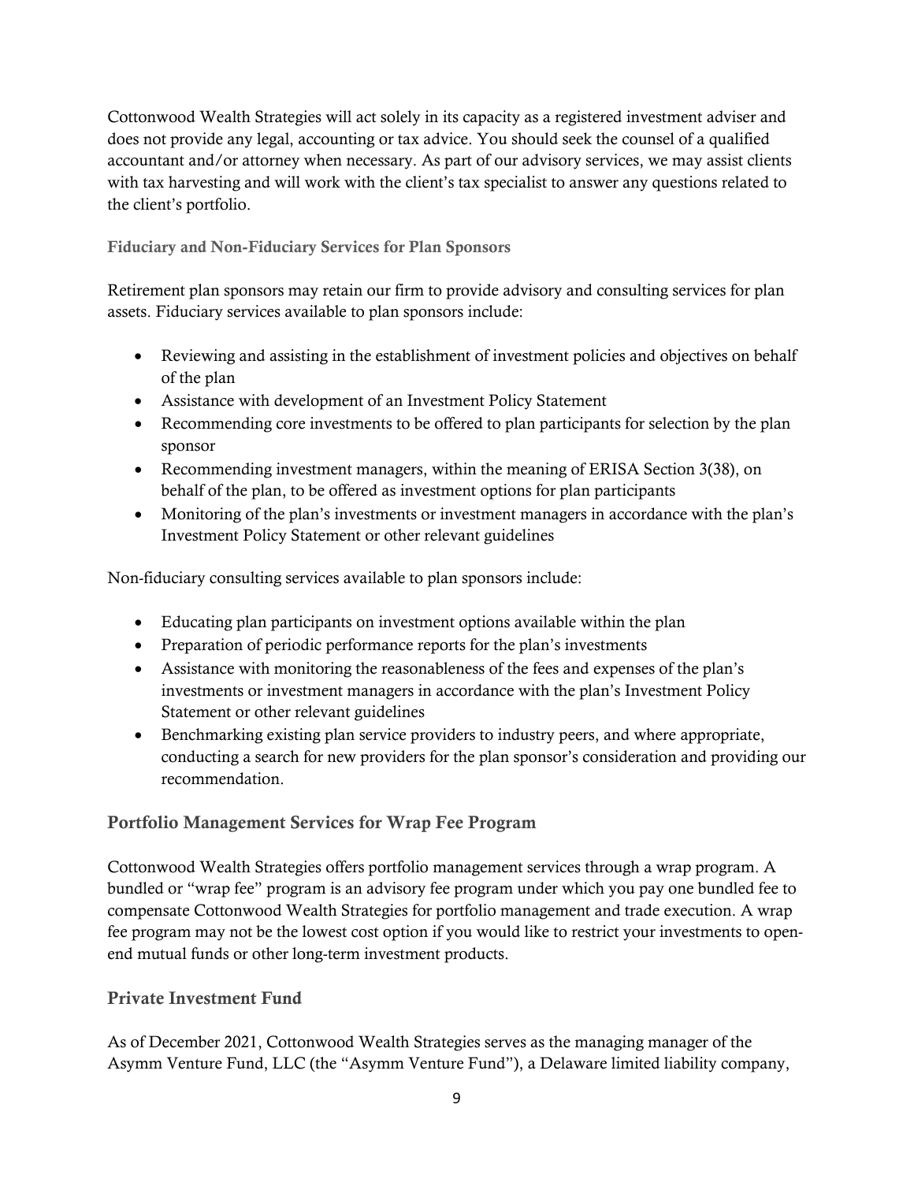Cottonwood Wealth Strategies will act solely in its capacity as a registered investment adviser and does not provide any legal, accounting or tax advice. You should seek the counsel of a qualified accountant and/or attorney when necessary. As part of our advisory services, we may assist clients with tax harvesting and will work with the client's tax specialist to answer any questions related to the client's portfolio.

#### Fiduciary and Non-Fiduciary Services for Plan Sponsors

Retirement plan sponsors may retain our firm to provide advisory and consulting services for plan assets. Fiduciary services available to plan sponsors include:

- Reviewing and assisting in the establishment of investment policies and objectives on behalf of the plan
- Assistance with development of an Investment Policy Statement
- Recommending core investments to be offered to plan participants for selection by the plan sponsor
- Recommending investment managers, within the meaning of ERISA Section 3(38), on behalf of the plan, to be offered as investment options for plan participants
- Monitoring of the plan's investments or investment managers in accordance with the plan's Investment Policy Statement or other relevant guidelines

Non-fiduciary consulting services available to plan sponsors include:

- Educating plan participants on investment options available within the plan
- Preparation of periodic performance reports for the plan's investments
- Assistance with monitoring the reasonableness of the fees and expenses of the plan's investments or investment managers in accordance with the plan's Investment Policy Statement or other relevant guidelines
- Benchmarking existing plan service providers to industry peers, and where appropriate, conducting a search for new providers for the plan sponsor's consideration and providing our recommendation.

### Portfolio Management Services for Wrap Fee Program

Cottonwood Wealth Strategies offers portfolio management services through a wrap program. A bundled or "wrap fee" program is an advisory fee program under which you pay one bundled fee to compensate Cottonwood Wealth Strategies for portfolio management and trade execution. A wrap fee program may not be the lowest cost option if you would like to restrict your investments to open-end mutual funds or other long-term investment products.

### Private Investment Fund

As of December 2021, Cottonwood Wealth Strategies serves as the managing manager of the Asymm Venture Fund, LLC (the "Asymm Venture Fund"), a Delaware limited liability company,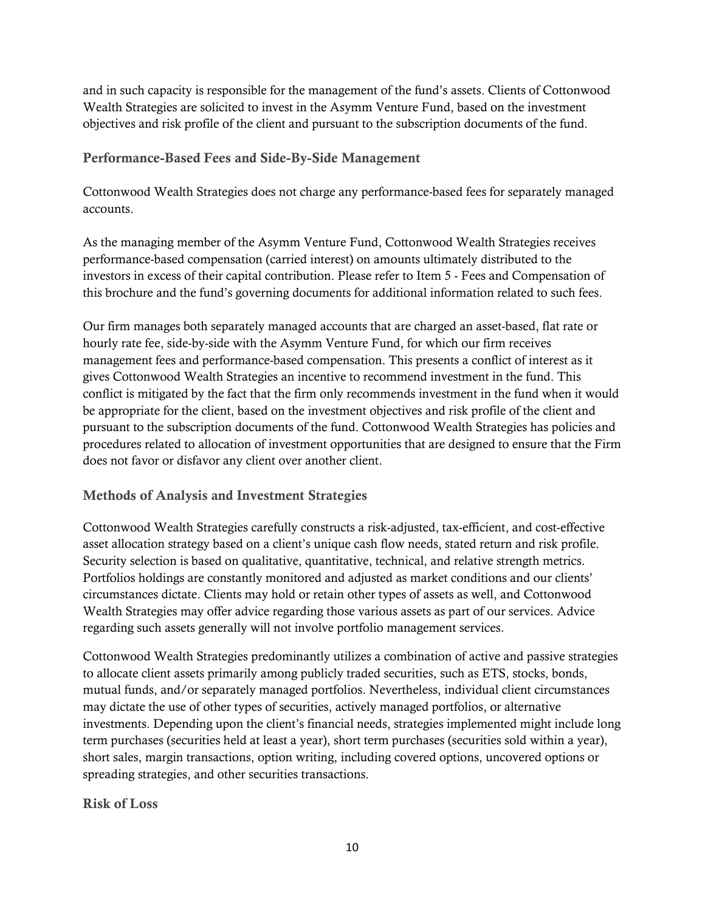and in such capacity is responsible for the management of the fund's assets. Clients of Cottonwood Wealth Strategies are solicited to invest in the Asymm Venture Fund, based on the investment objectives and risk profile of the client and pursuant to the subscription documents of the fund.

### Performance-Based Fees and Side-By-Side Management

Cottonwood Wealth Strategies does not charge any performance-based fees for separately managed accounts.

As the managing member of the Asymm Venture Fund, Cottonwood Wealth Strategies receives performance-based compensation (carried interest) on amounts ultimately distributed to the investors in excess of their capital contribution. Please refer to Item 5 - Fees and Compensation of this brochure and the fund's governing documents for additional information related to such fees.

Our firm manages both separately managed accounts that are charged an asset-based, flat rate or hourly rate fee, side-by-side with the Asymm Venture Fund, for which our firm receives management fees and performance-based compensation. This presents a conflict of interest as it gives Cottonwood Wealth Strategies an incentive to recommend investment in the fund. This conflict is mitigated by the fact that the firm only recommends investment in the fund when it would be appropriate for the client, based on the investment objectives and risk profile of the client and pursuant to the subscription documents of the fund. Cottonwood Wealth Strategies has policies and procedures related to allocation of investment opportunities that are designed to ensure that the Firm does not favor or disfavor any client over another client.

### Methods of Analysis and Investment Strategies

Cottonwood Wealth Strategies carefully constructs a risk-adjusted, tax-efficient, and cost-effective asset allocation strategy based on a client's unique cash flow needs, stated return and risk profile. Security selection is based on qualitative, quantitative, technical, and relative strength metrics. Portfolios holdings are constantly monitored and adjusted as market conditions and our clients' circumstances dictate. Clients may hold or retain other types of assets as well, and Cottonwood Wealth Strategies may offer advice regarding those various assets as part of our services. Advice regarding such assets generally will not involve portfolio management services.

Cottonwood Wealth Strategies predominantly utilizes a combination of active and passive strategies to allocate client assets primarily among publicly traded securities, such as ETS, stocks, bonds, mutual funds, and/or separately managed portfolios. Nevertheless, individual client circumstances may dictate the use of other types of securities, actively managed portfolios, or alternative investments. Depending upon the client's financial needs, strategies implemented might include long term purchases (securities held at least a year), short term purchases (securities sold within a year), short sales, margin transactions, option writing, including covered options, uncovered options or spreading strategies, and other securities transactions.

### Risk of Loss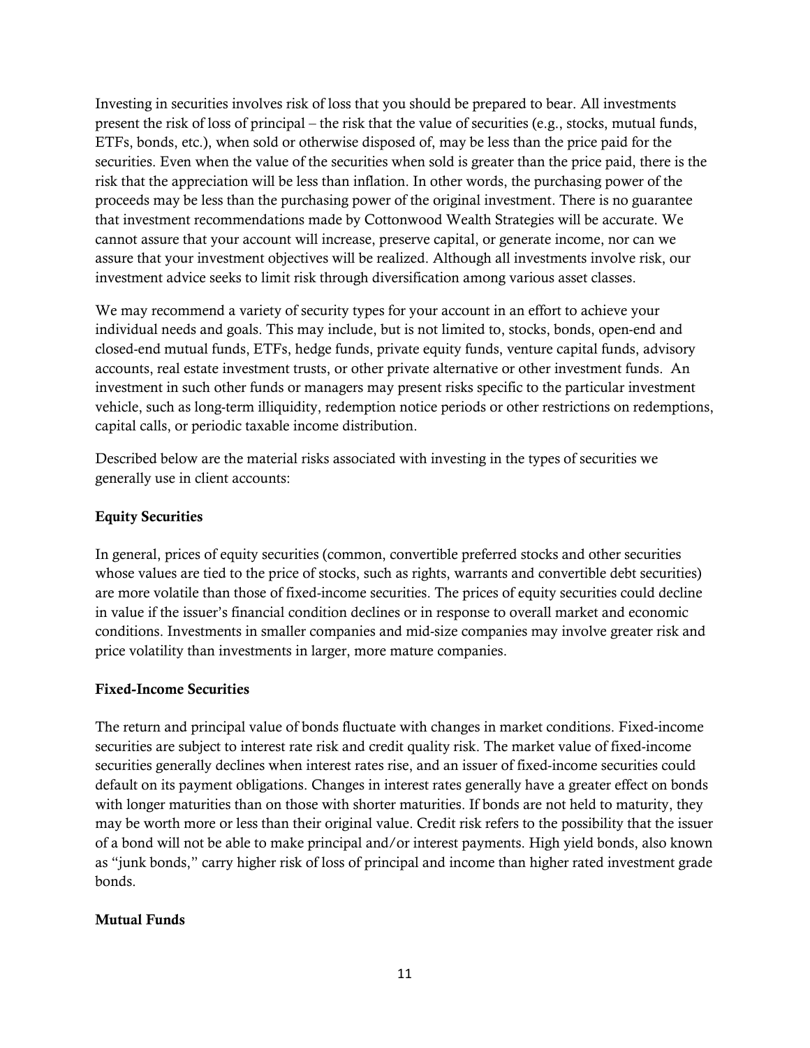Investing in securities involves risk of loss that you should be prepared to bear. All investments present the risk of loss of principal – the risk that the value of securities (e.g., stocks, mutual funds, ETFs, bonds, etc.), when sold or otherwise disposed of, may be less than the price paid for the securities. Even when the value of the securities when sold is greater than the price paid, there is the risk that the appreciation will be less than inflation. In other words, the purchasing power of the proceeds may be less than the purchasing power of the original investment. There is no guarantee that investment recommendations made by Cottonwood Wealth Strategies will be accurate. We cannot assure that your account will increase, preserve capital, or generate income, nor can we assure that your investment objectives will be realized. Although all investments involve risk, our investment advice seeks to limit risk through diversification among various asset classes.

We may recommend a variety of security types for your account in an effort to achieve your individual needs and goals. This may include, but is not limited to, stocks, bonds, open-end and closed-end mutual funds, ETFs, hedge funds, private equity funds, venture capital funds, advisory accounts, real estate investment trusts, or other private alternative or other investment funds. An investment in such other funds or managers may present risks specific to the particular investment vehicle, such as long-term illiquidity, redemption notice periods or other restrictions on redemptions, capital calls, or periodic taxable income distribution.

Described below are the material risks associated with investing in the types of securities we generally use in client accounts:

**Equity Securities**

In general, prices of equity securities (common, convertible preferred stocks and other securities whose values are tied to the price of stocks, such as rights, warrants and convertible debt securities) are more volatile than those of fixed-income securities. The prices of equity securities could decline in value if the issuer's financial condition declines or in response to overall market and economic conditions. Investments in smaller companies and mid-size companies may involve greater risk and price volatility than investments in larger, more mature companies.

**Fixed-Income Securities**

The return and principal value of bonds fluctuate with changes in market conditions. Fixed-income securities are subject to interest rate risk and credit quality risk. The market value of fixed-income securities generally declines when interest rates rise, and an issuer of fixed-income securities could default on its payment obligations. Changes in interest rates generally have a greater effect on bonds with longer maturities than on those with shorter maturities. If bonds are not held to maturity, they may be worth more or less than their original value. Credit risk refers to the possibility that the issuer of a bond will not be able to make principal and/or interest payments. High yield bonds, also known as "junk bonds," carry higher risk of loss of principal and income than higher rated investment grade bonds.

**Mutual Funds**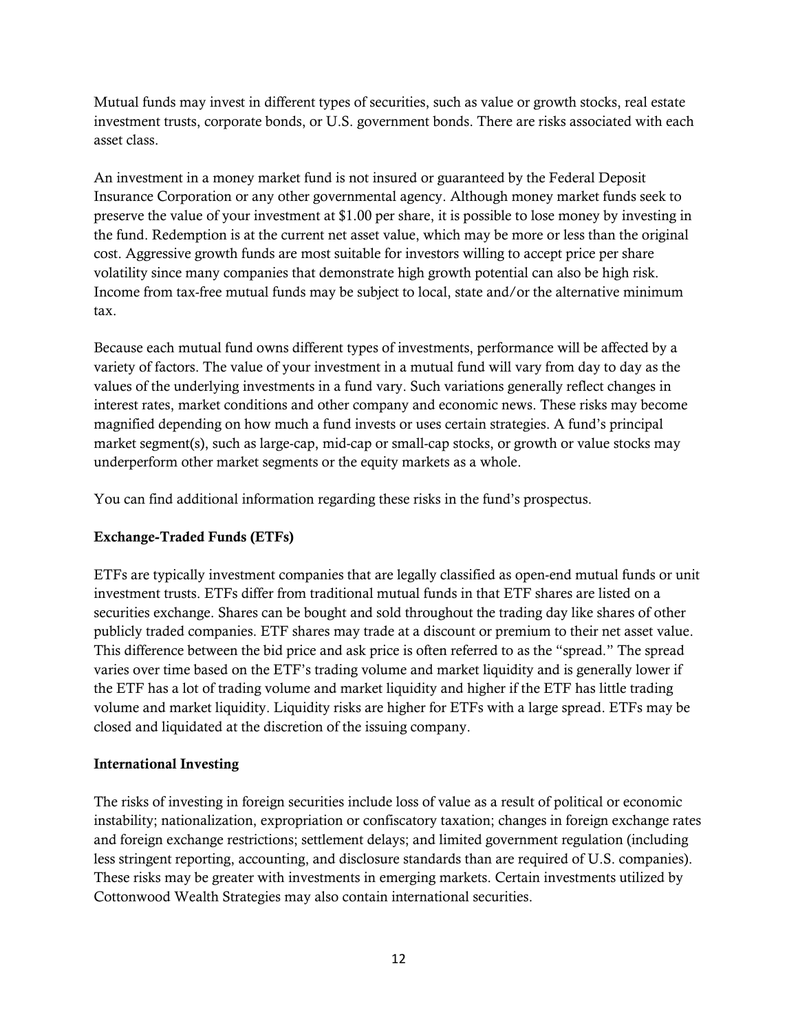Mutual funds may invest in different types of securities, such as value or growth stocks, real estate investment trusts, corporate bonds, or U.S. government bonds. There are risks associated with each asset class.

An investment in a money market fund is not insured or guaranteed by the Federal Deposit Insurance Corporation or any other governmental agency. Although money market funds seek to preserve the value of your investment at $1.00 per share, it is possible to lose money by investing in the fund. Redemption is at the current net asset value, which may be more or less than the original cost. Aggressive growth funds are most suitable for investors willing to accept price per share volatility since many companies that demonstrate high growth potential can also be high risk. Income from tax-free mutual funds may be subject to local, state and/or the alternative minimum tax.

Because each mutual fund owns different types of investments, performance will be affected by a variety of factors. The value of your investment in a mutual fund will vary from day to day as the values of the underlying investments in a fund vary. Such variations generally reflect changes in interest rates, market conditions and other company and economic news. These risks may become magnified depending on how much a fund invests or uses certain strategies. A fund's principal market segment(s), such as large-cap, mid-cap or small-cap stocks, or growth or value stocks may underperform other market segments or the equity markets as a whole.

You can find additional information regarding these risks in the fund's prospectus.

**Exchange-Traded Funds (ETFs)**

ETFs are typically investment companies that are legally classified as open-end mutual funds or unit investment trusts. ETFs differ from traditional mutual funds in that ETF shares are listed on a securities exchange. Shares can be bought and sold throughout the trading day like shares of other publicly traded companies. ETF shares may trade at a discount or premium to their net asset value. This difference between the bid price and ask price is often referred to as the "spread." The spread varies over time based on the ETF's trading volume and market liquidity and is generally lower if the ETF has a lot of trading volume and market liquidity and higher if the ETF has little trading volume and market liquidity. Liquidity risks are higher for ETFs with a large spread. ETFs may be closed and liquidated at the discretion of the issuing company.

**International Investing**

The risks of investing in foreign securities include loss of value as a result of political or economic instability; nationalization, expropriation or confiscatory taxation; changes in foreign exchange rates and foreign exchange restrictions; settlement delays; and limited government regulation (including less stringent reporting, accounting, and disclosure standards than are required of U.S. companies). These risks may be greater with investments in emerging markets. Certain investments utilized by Cottonwood Wealth Strategies may also contain international securities.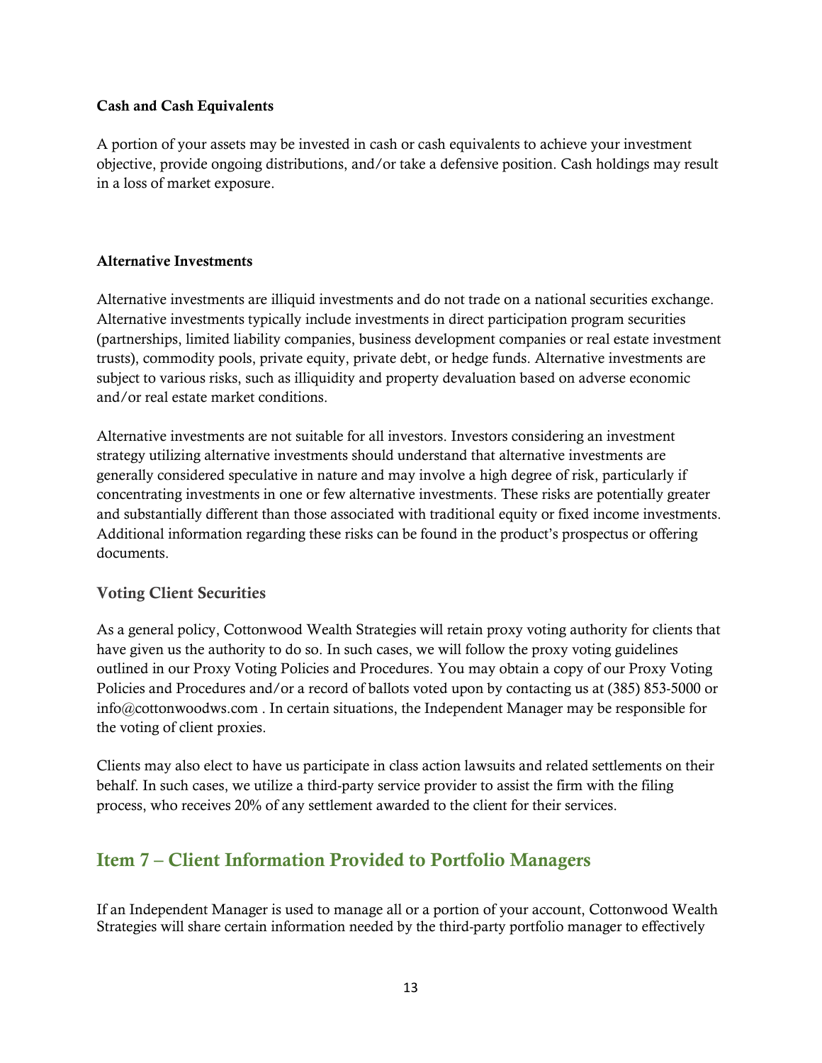**Cash and Cash Equivalents**

A portion of your assets may be invested in cash or cash equivalents to achieve your investment objective, provide ongoing distributions, and/or take a defensive position. Cash holdings may result in a loss of market exposure.

**Alternative Investments**

Alternative investments are illiquid investments and do not trade on a national securities exchange. Alternative investments typically include investments in direct participation program securities (partnerships, limited liability companies, business development companies or real estate investment trusts), commodity pools, private equity, private debt, or hedge funds. Alternative investments are subject to various risks, such as illiquidity and property devaluation based on adverse economic and/or real estate market conditions.

Alternative investments are not suitable for all investors. Investors considering an investment strategy utilizing alternative investments should understand that alternative investments are generally considered speculative in nature and may involve a high degree of risk, particularly if concentrating investments in one or few alternative investments. These risks are potentially greater and substantially different than those associated with traditional equity or fixed income investments. Additional information regarding these risks can be found in the product's prospectus or offering documents.

### Voting Client Securities

As a general policy, Cottonwood Wealth Strategies will retain proxy voting authority for clients that have given us the authority to do so. In such cases, we will follow the proxy voting guidelines outlined in our Proxy Voting Policies and Procedures. You may obtain a copy of our Proxy Voting Policies and Procedures and/or a record of ballots voted upon by contacting us at (385) 853-5000 or info@cottonwoodws.com . In certain situations, the Independent Manager may be responsible for the voting of client proxies.

Clients may also elect to have us participate in class action lawsuits and related settlements on their behalf. In such cases, we utilize a third-party service provider to assist the firm with the filing process, who receives 20% of any settlement awarded to the client for their services.

## Item 7 – Client Information Provided to Portfolio Managers

If an Independent Manager is used to manage all or a portion of your account, Cottonwood Wealth Strategies will share certain information needed by the third-party portfolio manager to effectively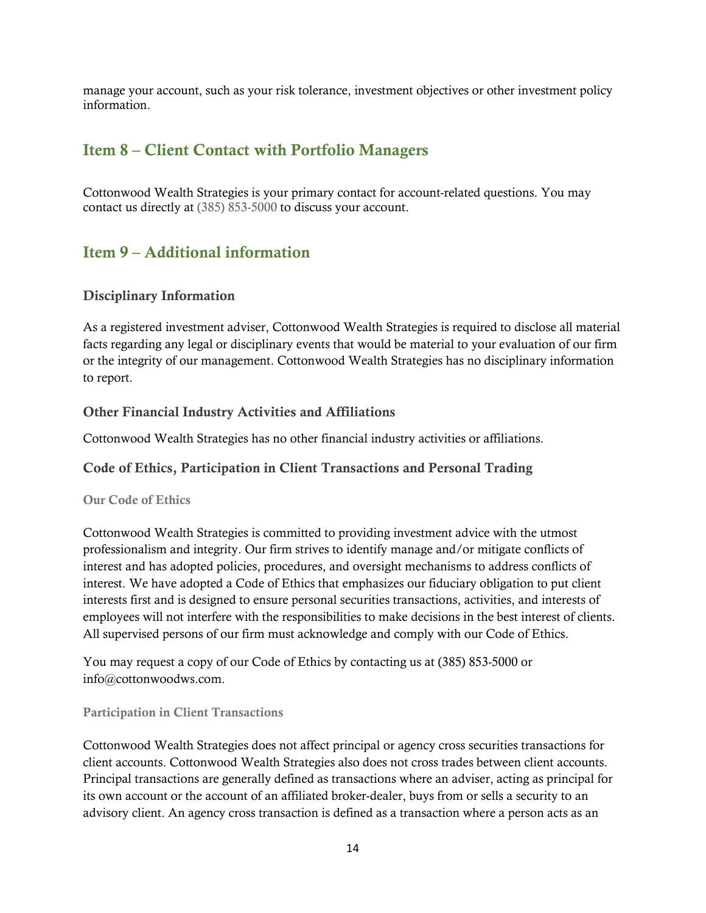manage your account, such as your risk tolerance, investment objectives or other investment policy information.

## Item 8 – Client Contact with Portfolio Managers

Cottonwood Wealth Strategies is your primary contact for account-related questions. You may contact us directly at (385) 853-5000 to discuss your account.

## Item 9 – Additional information

### Disciplinary Information

As a registered investment adviser, Cottonwood Wealth Strategies is required to disclose all material facts regarding any legal or disciplinary events that would be material to your evaluation of our firm or the integrity of our management. Cottonwood Wealth Strategies has no disciplinary information to report.

### Other Financial Industry Activities and Affiliations

Cottonwood Wealth Strategies has no other financial industry activities or affiliations.

### Code of Ethics, Participation in Client Transactions and Personal Trading

#### Our Code of Ethics

Cottonwood Wealth Strategies is committed to providing investment advice with the utmost professionalism and integrity. Our firm strives to identify manage and/or mitigate conflicts of interest and has adopted policies, procedures, and oversight mechanisms to address conflicts of interest. We have adopted a Code of Ethics that emphasizes our fiduciary obligation to put client interests first and is designed to ensure personal securities transactions, activities, and interests of employees will not interfere with the responsibilities to make decisions in the best interest of clients. All supervised persons of our firm must acknowledge and comply with our Code of Ethics.

You may request a copy of our Code of Ethics by contacting us at (385) 853-5000 or info@cottonwoodws.com.

#### Participation in Client Transactions

Cottonwood Wealth Strategies does not affect principal or agency cross securities transactions for client accounts. Cottonwood Wealth Strategies also does not cross trades between client accounts. Principal transactions are generally defined as transactions where an adviser, acting as principal for its own account or the account of an affiliated broker-dealer, buys from or sells a security to an advisory client. An agency cross transaction is defined as a transaction where a person acts as an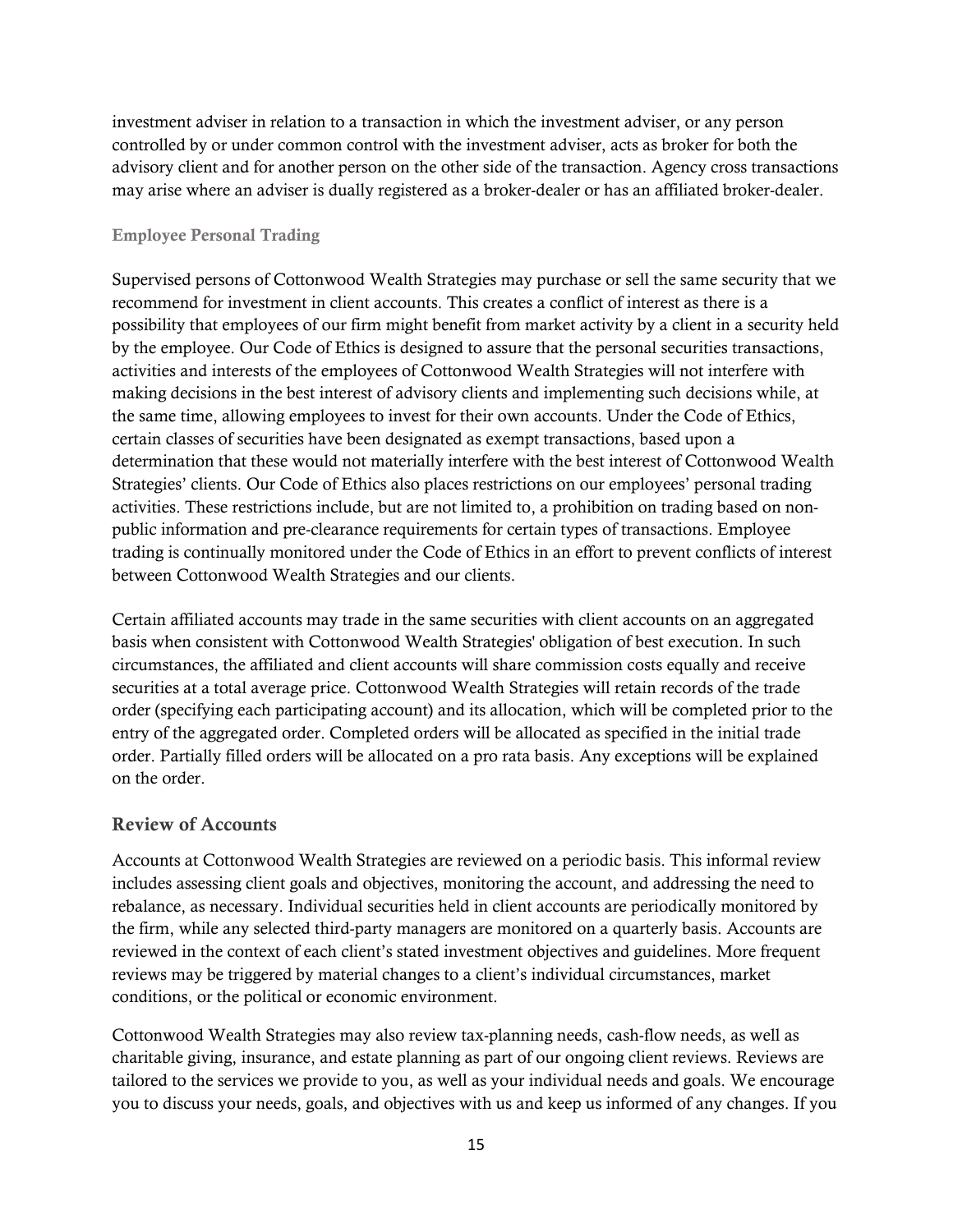investment adviser in relation to a transaction in which the investment adviser, or any person controlled by or under common control with the investment adviser, acts as broker for both the advisory client and for another person on the other side of the transaction. Agency cross transactions may arise where an adviser is dually registered as a broker-dealer or has an affiliated broker-dealer.

### Employee Personal Trading

Supervised persons of Cottonwood Wealth Strategies may purchase or sell the same security that we recommend for investment in client accounts. This creates a conflict of interest as there is a possibility that employees of our firm might benefit from market activity by a client in a security held by the employee. Our Code of Ethics is designed to assure that the personal securities transactions, activities and interests of the employees of Cottonwood Wealth Strategies will not interfere with making decisions in the best interest of advisory clients and implementing such decisions while, at the same time, allowing employees to invest for their own accounts. Under the Code of Ethics, certain classes of securities have been designated as exempt transactions, based upon a determination that these would not materially interfere with the best interest of Cottonwood Wealth Strategies' clients. Our Code of Ethics also places restrictions on our employees' personal trading activities. These restrictions include, but are not limited to, a prohibition on trading based on non-public information and pre-clearance requirements for certain types of transactions. Employee trading is continually monitored under the Code of Ethics in an effort to prevent conflicts of interest between Cottonwood Wealth Strategies and our clients.

Certain affiliated accounts may trade in the same securities with client accounts on an aggregated basis when consistent with Cottonwood Wealth Strategies' obligation of best execution. In such circumstances, the affiliated and client accounts will share commission costs equally and receive securities at a total average price. Cottonwood Wealth Strategies will retain records of the trade order (specifying each participating account) and its allocation, which will be completed prior to the entry of the aggregated order. Completed orders will be allocated as specified in the initial trade order. Partially filled orders will be allocated on a pro rata basis. Any exceptions will be explained on the order.

## Review of Accounts

Accounts at Cottonwood Wealth Strategies are reviewed on a periodic basis. This informal review includes assessing client goals and objectives, monitoring the account, and addressing the need to rebalance, as necessary. Individual securities held in client accounts are periodically monitored by the firm, while any selected third-party managers are monitored on a quarterly basis. Accounts are reviewed in the context of each client's stated investment objectives and guidelines. More frequent reviews may be triggered by material changes to a client's individual circumstances, market conditions, or the political or economic environment.

Cottonwood Wealth Strategies may also review tax-planning needs, cash-flow needs, as well as charitable giving, insurance, and estate planning as part of our ongoing client reviews. Reviews are tailored to the services we provide to you, as well as your individual needs and goals. We encourage you to discuss your needs, goals, and objectives with us and keep us informed of any changes. If you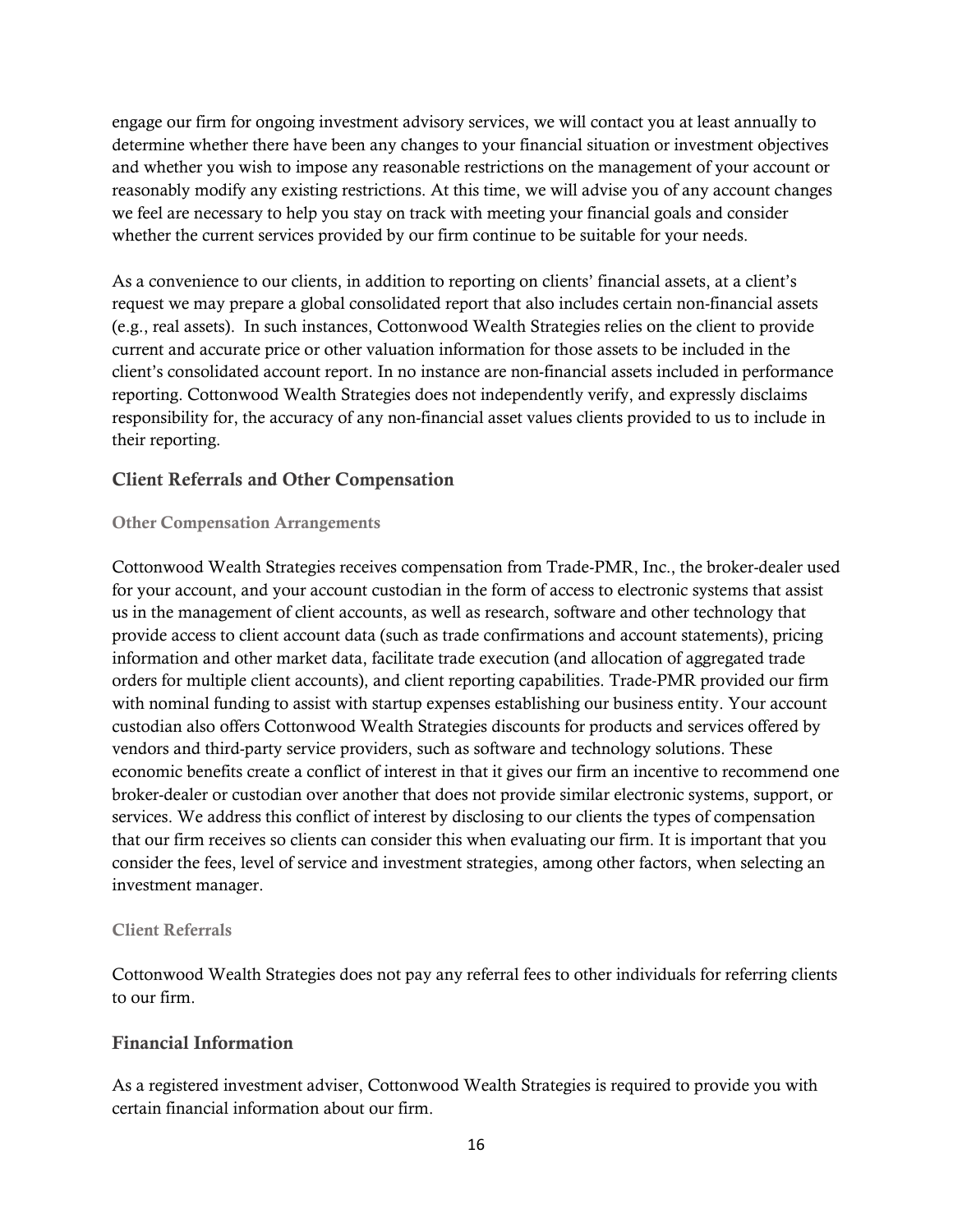engage our firm for ongoing investment advisory services, we will contact you at least annually to determine whether there have been any changes to your financial situation or investment objectives and whether you wish to impose any reasonable restrictions on the management of your account or reasonably modify any existing restrictions. At this time, we will advise you of any account changes we feel are necessary to help you stay on track with meeting your financial goals and consider whether the current services provided by our firm continue to be suitable for your needs.

As a convenience to our clients, in addition to reporting on clients' financial assets, at a client's request we may prepare a global consolidated report that also includes certain non-financial assets (e.g., real assets). In such instances, Cottonwood Wealth Strategies relies on the client to provide current and accurate price or other valuation information for those assets to be included in the client's consolidated account report. In no instance are non-financial assets included in performance reporting. Cottonwood Wealth Strategies does not independently verify, and expressly disclaims responsibility for, the accuracy of any non-financial asset values clients provided to us to include in their reporting.

## Client Referrals and Other Compensation

### Other Compensation Arrangements

Cottonwood Wealth Strategies receives compensation from Trade-PMR, Inc., the broker-dealer used for your account, and your account custodian in the form of access to electronic systems that assist us in the management of client accounts, as well as research, software and other technology that provide access to client account data (such as trade confirmations and account statements), pricing information and other market data, facilitate trade execution (and allocation of aggregated trade orders for multiple client accounts), and client reporting capabilities. Trade-PMR provided our firm with nominal funding to assist with startup expenses establishing our business entity. Your account custodian also offers Cottonwood Wealth Strategies discounts for products and services offered by vendors and third-party service providers, such as software and technology solutions. These economic benefits create a conflict of interest in that it gives our firm an incentive to recommend one broker-dealer or custodian over another that does not provide similar electronic systems, support, or services. We address this conflict of interest by disclosing to our clients the types of compensation that our firm receives so clients can consider this when evaluating our firm. It is important that you consider the fees, level of service and investment strategies, among other factors, when selecting an investment manager.

### Client Referrals

Cottonwood Wealth Strategies does not pay any referral fees to other individuals for referring clients to our firm.

## Financial Information

As a registered investment adviser, Cottonwood Wealth Strategies is required to provide you with certain financial information about our firm.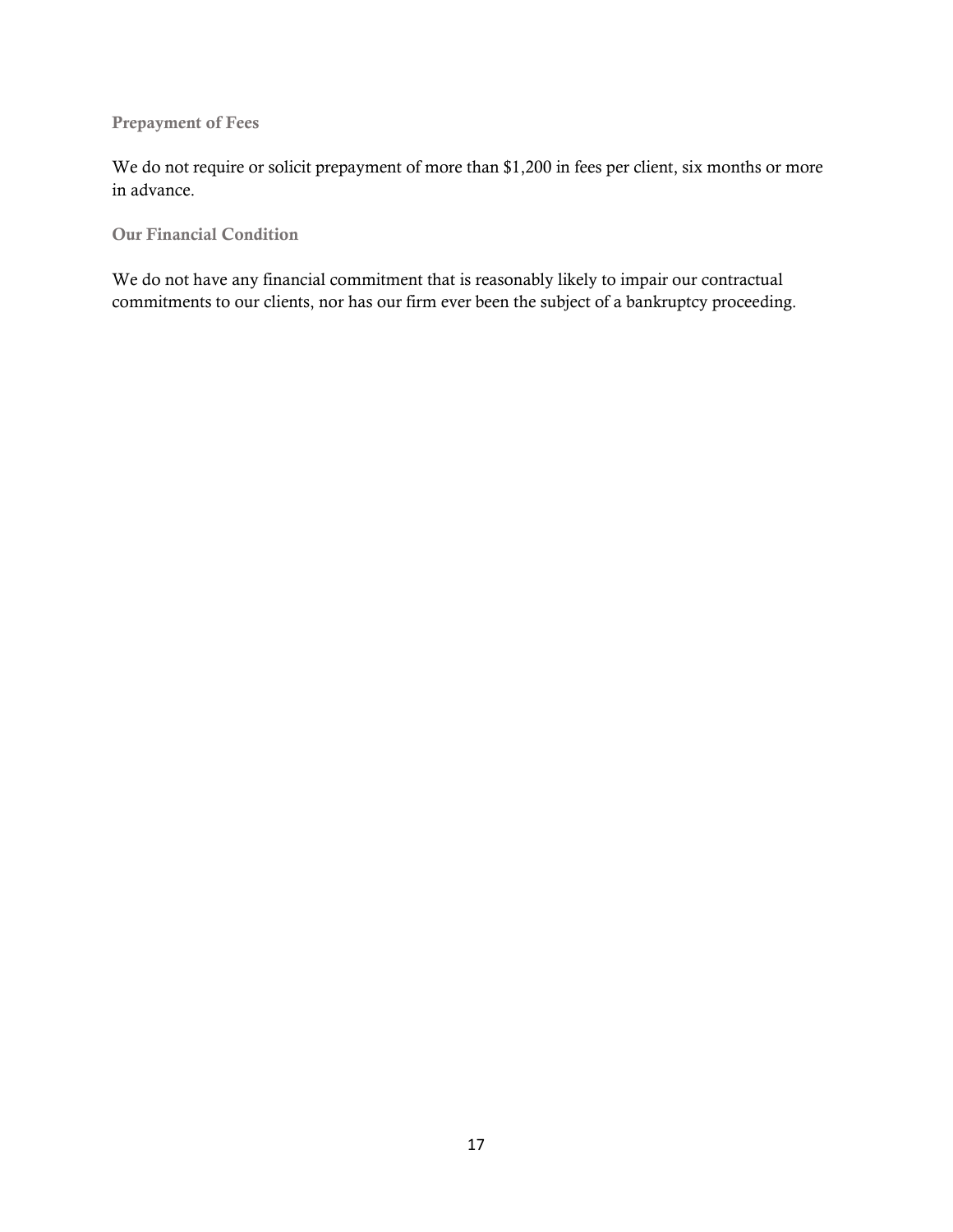### Prepayment of Fees

We do not require or solicit prepayment of more than $1,200 in fees per client, six months or more in advance.

### Our Financial Condition

We do not have any financial commitment that is reasonably likely to impair our contractual commitments to our clients, nor has our firm ever been the subject of a bankruptcy proceeding.